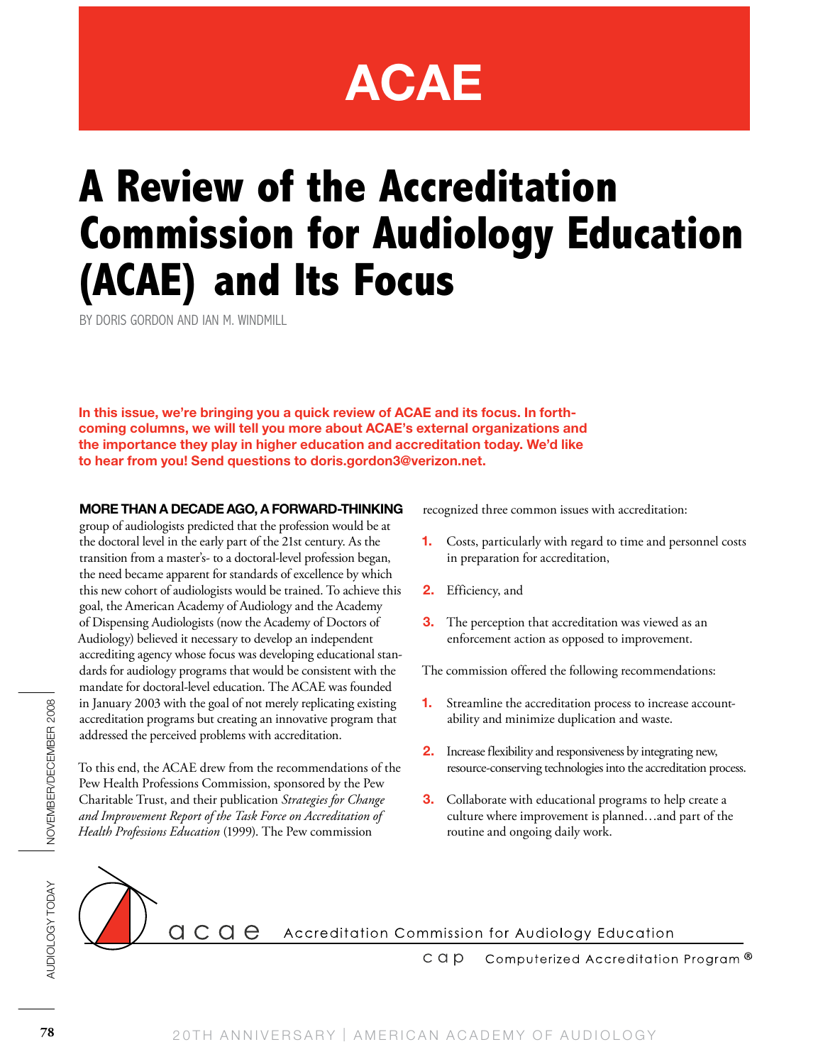# ACAE

# A Review of the Accreditation Commission for Audiology Education (ACAE) and Its Focus

BY DORIS GORDON AND IAN M. WINDMILL

**In this issue, we're bringing you a quick review of ACAE and its focus. In forthcoming columns, we will tell you more about ACAE's external organizations and the importance they play in higher education and accreditation today. We'd like to hear from you! Send questions to doris.gordon3@verizon.net.**

**MORE THAN A DECADE AGO, A FORWARD-THINKING** group of audiologists predicted that the profession would be at the doctoral level in the early part of the 21st century. As the transition from a master's- to a doctoral-level profession began, the need became apparent for standards of excellence by which this new cohort of audiologists would be trained. To achieve this goal, the American Academy of Audiology and the Academy of Dispensing Audiologists (now the Academy of Doctors of Audiology) believed it necessary to develop an independent accrediting agency whose focus was developing educational standards for audiology programs that would be consistent with the mandate for doctoral-level education. The ACAE was founded in January 2003 with the goal of not merely replicating existing accreditation programs but creating an innovative program that addressed the perceived problems with accreditation.

To this end, the ACAE drew from the recommendations of the Pew Health Professions Commission, sponsored by the Pew Charitable Trust, and their publication *Strategies for Change and Improvement Report of the Task Force on Accreditation of Health Professions Education* (1999). The Pew commission recognized three common issues with accreditation:

1. Costs, particularly with regard to time and personnel costs in preparation for accreditation,
2. Efficiency, and
3. The perception that accreditation was viewed as an enforcement action as opposed to improvement.

The commission offered the following recommendations:

1. Streamline the accreditation process to increase accountability and minimize duplication and waste.
2. Increase flexibility and responsiveness by integrating new, resource-conserving technologies into the accreditation process.
3. Collaborate with educational programs to help create a culture where improvement is planned…and part of the routine and ongoing daily work.

acae Accreditation Commission for Audiology Education

cap Computerized Accreditation Program®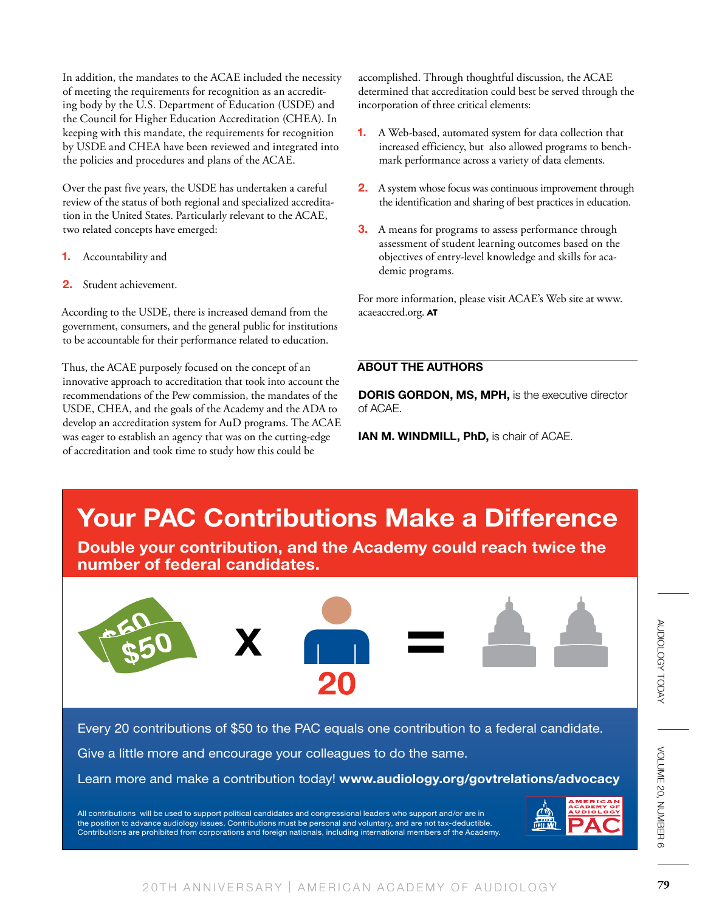In addition, the mandates to the ACAE included the necessity of meeting the requirements for recognition as an accrediting body by the U.S. Department of Education (USDE) and the Council for Higher Education Accreditation (CHEA). In keeping with this mandate, the requirements for recognition by USDE and CHEA have been reviewed and integrated into the policies and procedures and plans of the ACAE.

Over the past five years, the USDE has undertaken a careful review of the status of both regional and specialized accreditation in the United States. Particularly relevant to the ACAE, two related concepts have emerged:

1. Accountability and
2. Student achievement.

According to the USDE, there is increased demand from the government, consumers, and the general public for institutions to be accountable for their performance related to education.

Thus, the ACAE purposely focused on the concept of an innovative approach to accreditation that took into account the recommendations of the Pew commission, the mandates of the USDE, CHEA, and the goals of the Academy and the ADA to develop an accreditation system for AuD programs. The ACAE was eager to establish an agency that was on the cutting-edge of accreditation and took time to study how this could be accomplished. Through thoughtful discussion, the ACAE determined that accreditation could best be served through the incorporation of three critical elements:

1. A Web-based, automated system for data collection that increased efficiency, but also allowed programs to benchmark performance across a variety of data elements.
2. A system whose focus was continuous improvement through the identification and sharing of best practices in education.
3. A means for programs to assess performance through assessment of student learning outcomes based on the objectives of entry-level knowledge and skills for academic programs.

For more information, please visit ACAE's Web site at www.acaeaccred.org. **AT**

### ABOUT THE AUTHORS

**DORIS GORDON, MS, MPH,** is the executive director of ACAE.

**IAN M. WINDMILL, PhD,** is chair of ACAE.

## Your PAC Contributions Make a Difference

**Double your contribution, and the Academy could reach twice the number of federal candidates.**

$50 $50 X 20 =

Every 20 contributions of $50 to the PAC equals one contribution to a federal candidate.

Give a little more and encourage your colleagues to do the same.

Learn more and make a contribution today! **www.audiology.org/govtrelations/advocacy**

All contributions will be used to support political candidates and congressional leaders who support and/or are in the position to advance audiology issues. Contributions must be personal and voluntary, and are not tax-deductible. Contributions are prohibited from corporations and foreign nationals, including international members of the Academy.

AMERICAN ACADEMY OF AUDIOLOGY PAC